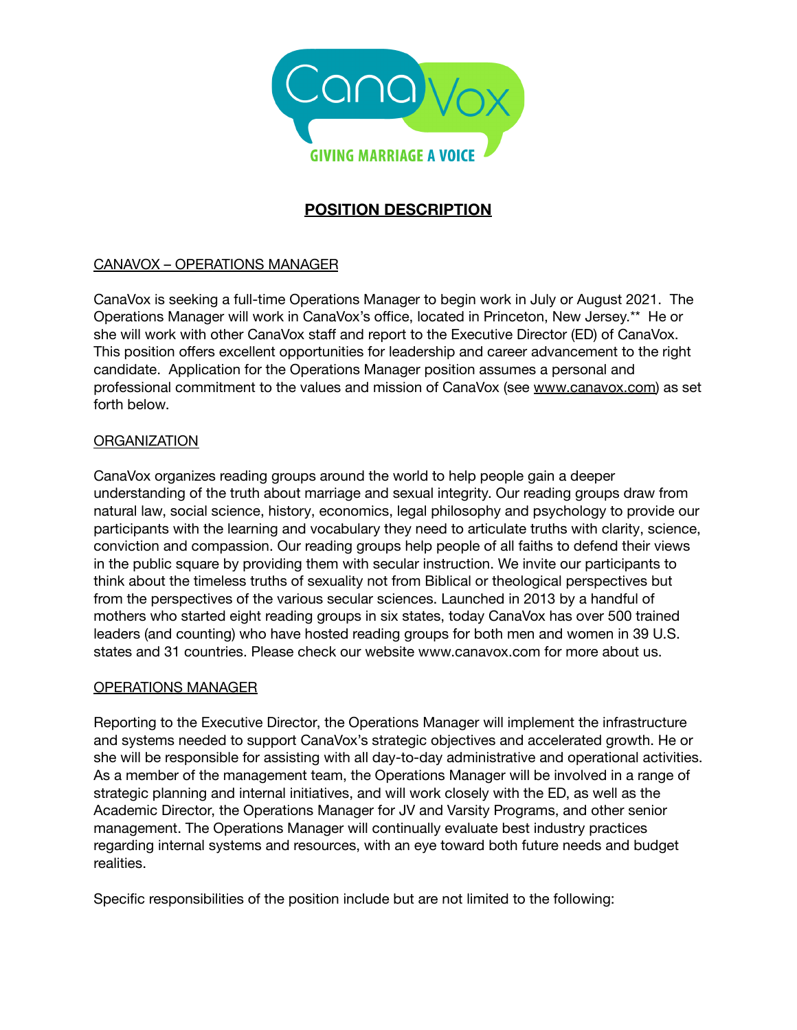CanaVox

GIVING MARRIAGE A VOICE

# POSITION DESCRIPTION

## CANAVOX – OPERATIONS MANAGER

CanaVox is seeking a full-time Operations Manager to begin work in July or August 2021. The Operations Manager will work in CanaVox's office, located in Princeton, New Jersey.** He or she will work with other CanaVox staff and report to the Executive Director (ED) of CanaVox. This position offers excellent opportunities for leadership and career advancement to the right candidate. Application for the Operations Manager position assumes a personal and professional commitment to the values and mission of CanaVox (see www.canavox.com) as set forth below.

## ORGANIZATION

CanaVox organizes reading groups around the world to help people gain a deeper understanding of the truth about marriage and sexual integrity. Our reading groups draw from natural law, social science, history, economics, legal philosophy and psychology to provide our participants with the learning and vocabulary they need to articulate truths with clarity, science, conviction and compassion. Our reading groups help people of all faiths to defend their views in the public square by providing them with secular instruction. We invite our participants to think about the timeless truths of sexuality not from Biblical or theological perspectives but from the perspectives of the various secular sciences. Launched in 2013 by a handful of mothers who started eight reading groups in six states, today CanaVox has over 500 trained leaders (and counting) who have hosted reading groups for both men and women in 39 U.S. states and 31 countries. Please check our website www.canavox.com for more about us.

## OPERATIONS MANAGER

Reporting to the Executive Director, the Operations Manager will implement the infrastructure and systems needed to support CanaVox's strategic objectives and accelerated growth. He or she will be responsible for assisting with all day-to-day administrative and operational activities. As a member of the management team, the Operations Manager will be involved in a range of strategic planning and internal initiatives, and will work closely with the ED, as well as the Academic Director, the Operations Manager for JV and Varsity Programs, and other senior management. The Operations Manager will continually evaluate best industry practices regarding internal systems and resources, with an eye toward both future needs and budget realities.

Specific responsibilities of the position include but are not limited to the following: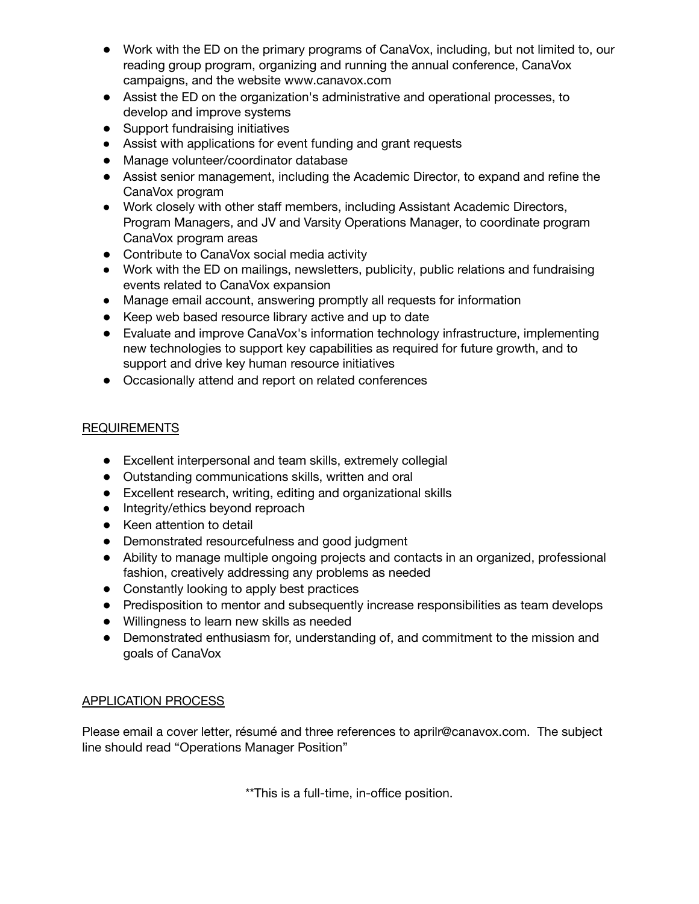- Work with the ED on the primary programs of CanaVox, including, but not limited to, our reading group program, organizing and running the annual conference, CanaVox campaigns, and the website www.canavox.com
- Assist the ED on the organization's administrative and operational processes, to develop and improve systems
- Support fundraising initiatives
- Assist with applications for event funding and grant requests
- Manage volunteer/coordinator database
- Assist senior management, including the Academic Director, to expand and refine the CanaVox program
- Work closely with other staff members, including Assistant Academic Directors, Program Managers, and JV and Varsity Operations Manager, to coordinate program CanaVox program areas
- Contribute to CanaVox social media activity
- Work with the ED on mailings, newsletters, publicity, public relations and fundraising events related to CanaVox expansion
- Manage email account, answering promptly all requests for information
- Keep web based resource library active and up to date
- Evaluate and improve CanaVox's information technology infrastructure, implementing new technologies to support key capabilities as required for future growth, and to support and drive key human resource initiatives
- Occasionally attend and report on related conferences

## REQUIREMENTS

- Excellent interpersonal and team skills, extremely collegial
- Outstanding communications skills, written and oral
- Excellent research, writing, editing and organizational skills
- Integrity/ethics beyond reproach
- Keen attention to detail
- Demonstrated resourcefulness and good judgment
- Ability to manage multiple ongoing projects and contacts in an organized, professional fashion, creatively addressing any problems as needed
- Constantly looking to apply best practices
- Predisposition to mentor and subsequently increase responsibilities as team develops
- Willingness to learn new skills as needed
- Demonstrated enthusiasm for, understanding of, and commitment to the mission and goals of CanaVox

## APPLICATION PROCESS

Please email a cover letter, résumé and three references to aprilr@canavox.com. The subject line should read "Operations Manager Position"

**This is a full-time, in-office position.